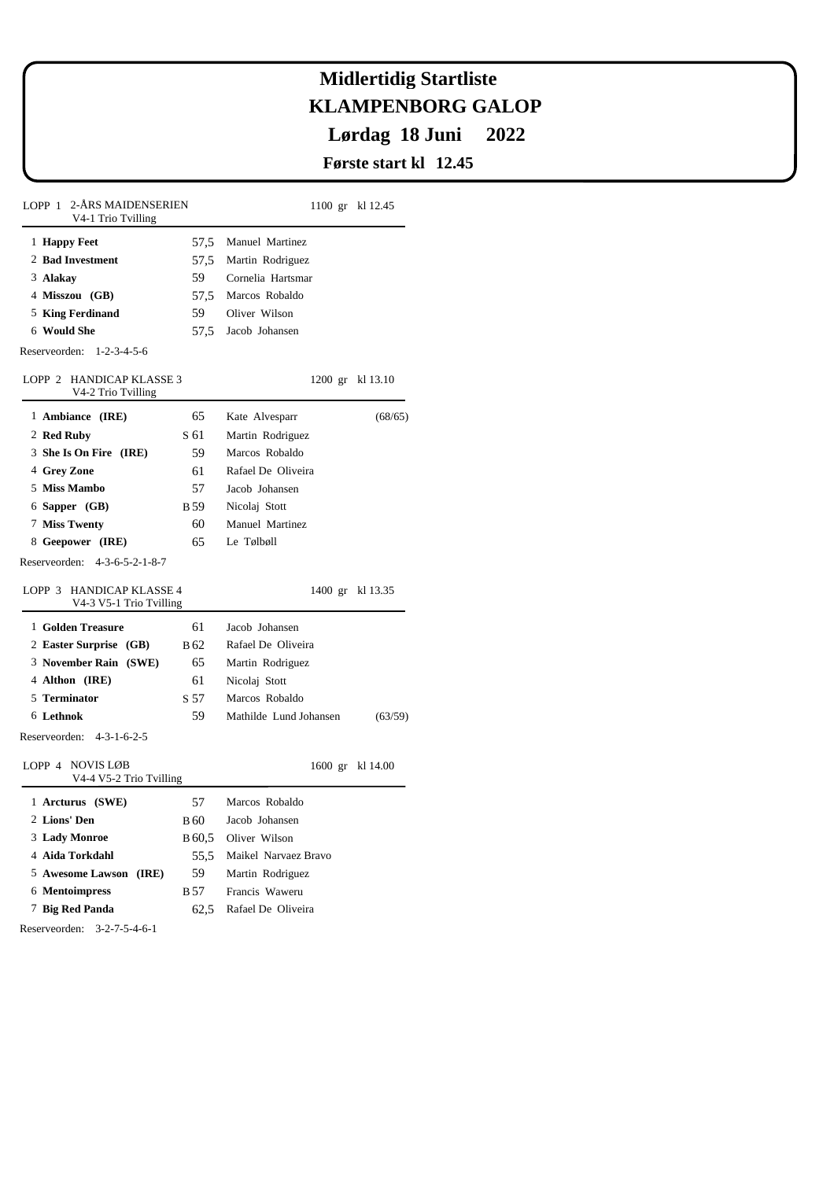# Midlertidig Startliste
# KLAMPENBORG GALOP
## Lørdag 18 Juni 2022
### Første start kl 12.45

LOPP 1 2-ÅRS MAIDENSERIEN 1100 gr kl 12.45
V4-1 Trio Tvilling

| Nr | Hest | Vekt | Rytter | |
|---|---|---|---|---|
| 1 | **Happy Feet** | 57,5 | Manuel Martinez | |
| 2 | **Bad Investment** | 57,5 | Martin Rodriguez | |
| 3 | **Alakay** | 59 | Cornelia Hartsmar | |
| 4 | **Misszou (GB)** | 57,5 | Marcos Robaldo | |
| 5 | **King Ferdinand** | 59 | Oliver Wilson | |
| 6 | **Would She** | 57,5 | Jacob Johansen | |

Reserveorden: 1-2-3-4-5-6

LOPP 2 HANDICAP KLASSE 3 1200 gr kl 13.10
V4-2 Trio Tvilling

| Nr | Hest | Vekt | Rytter | |
|---|---|---|---|---|
| 1 | **Ambiance (IRE)** | 65 | Kate Alvesparr | (68/65) |
| 2 | **Red Ruby** | S 61 | Martin Rodriguez | |
| 3 | **She Is On Fire (IRE)** | 59 | Marcos Robaldo | |
| 4 | **Grey Zone** | 61 | Rafael De Oliveira | |
| 5 | **Miss Mambo** | 57 | Jacob Johansen | |
| 6 | **Sapper (GB)** | B 59 | Nicolaj Stott | |
| 7 | **Miss Twenty** | 60 | Manuel Martinez | |
| 8 | **Geepower (IRE)** | 65 | Le Tølbøll | |

Reserveorden: 4-3-6-5-2-1-8-7

LOPP 3 HANDICAP KLASSE 4 1400 gr kl 13.35
V4-3 V5-1 Trio Tvilling

| Nr | Hest | Vekt | Rytter | |
|---|---|---|---|---|
| 1 | **Golden Treasure** | 61 | Jacob Johansen | |
| 2 | **Easter Surprise (GB)** | B 62 | Rafael De Oliveira | |
| 3 | **November Rain (SWE)** | 65 | Martin Rodriguez | |
| 4 | **Althon (IRE)** | 61 | Nicolaj Stott | |
| 5 | **Terminator** | S 57 | Marcos Robaldo | |
| 6 | **Lethnok** | 59 | Mathilde Lund Johansen | (63/59) |

Reserveorden: 4-3-1-6-2-5

LOPP 4 NOVIS LØB 1600 gr kl 14.00
V4-4 V5-2 Trio Tvilling

| Nr | Hest | Vekt | Rytter | |
|---|---|---|---|---|
| 1 | **Arcturus (SWE)** | 57 | Marcos Robaldo | |
| 2 | **Lions' Den** | B 60 | Jacob Johansen | |
| 3 | **Lady Monroe** | B 60,5 | Oliver Wilson | |
| 4 | **Aida Torkdahl** | 55,5 | Maikel Narvaez Bravo | |
| 5 | **Awesome Lawson (IRE)** | 59 | Martin Rodriguez | |
| 6 | **Mentoimpress** | B 57 | Francis Waweru | |
| 7 | **Big Red Panda** | 62,5 | Rafael De Oliveira | |

Reserveorden: 3-2-7-5-4-6-1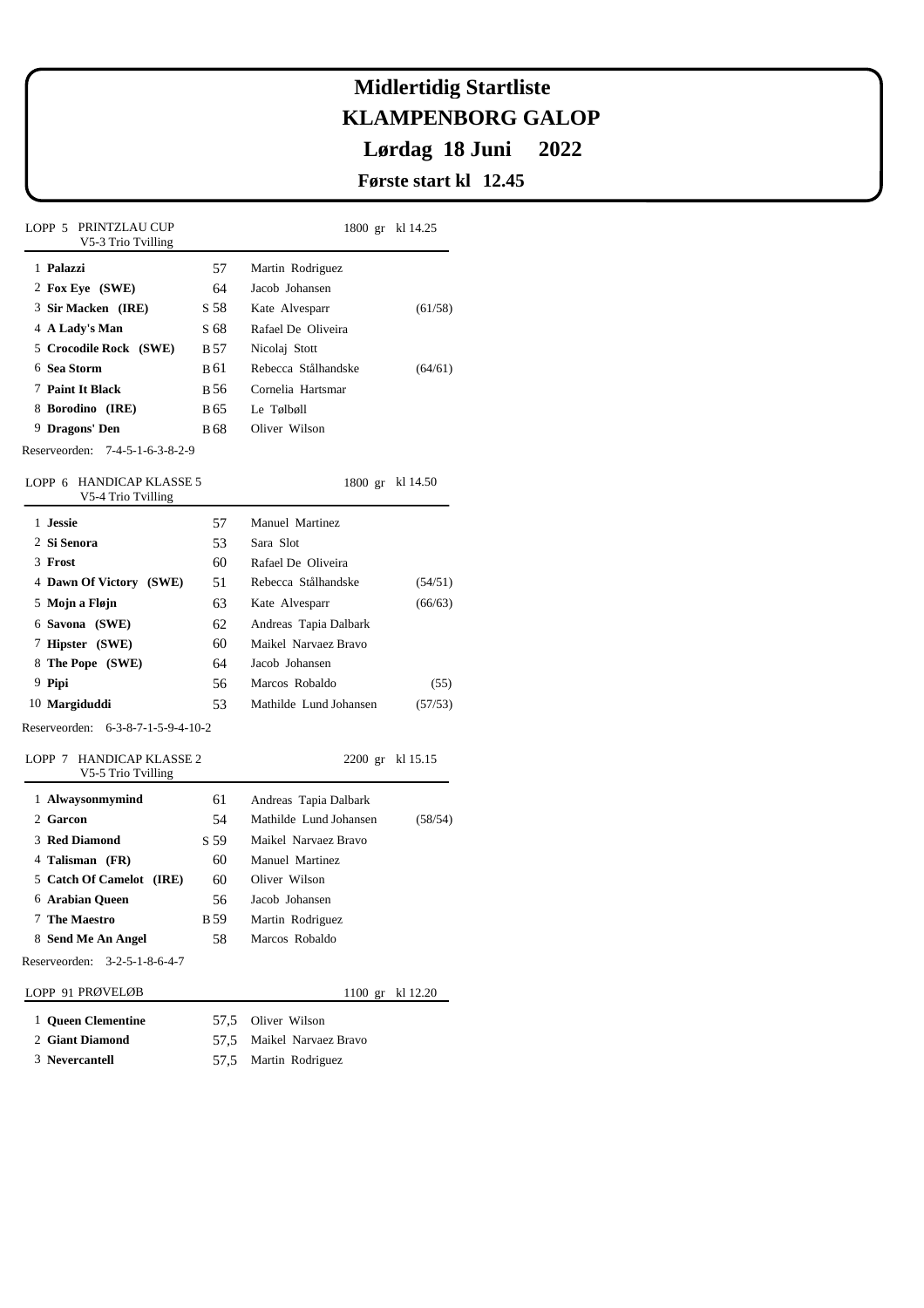# Midlertidig Startliste
# KLAMPENBORG GALOP
## Lørdag 18 Juni 2022
### Første start kl 12.45

**LOPP 5 PRINTZLAU CUP** — 1800 gr kl 14.25
V5-3 Trio Tvilling

| | | | | |
|---|---|---|---|---|
| 1 | **Palazzi** | 57 | Martin Rodriguez | |
| 2 | **Fox Eye (SWE)** | 64 | Jacob Johansen | |
| 3 | **Sir Macken (IRE)** | S 58 | Kate Alvesparr | (61/58) |
| 4 | **A Lady's Man** | S 68 | Rafael De Oliveira | |
| 5 | **Crocodile Rock (SWE)** | B 57 | Nicolaj Stott | |
| 6 | **Sea Storm** | B 61 | Rebecca Stålhandske | (64/61) |
| 7 | **Paint It Black** | B 56 | Cornelia Hartsmar | |
| 8 | **Borodino (IRE)** | B 65 | Le Tølbøll | |
| 9 | **Dragons' Den** | B 68 | Oliver Wilson | |

Reserveorden: 7-4-5-1-6-3-8-2-9

**LOPP 6 HANDICAP KLASSE 5** — 1800 gr kl 14.50
V5-4 Trio Tvilling

| | | | | |
|---|---|---|---|---|
| 1 | **Jessie** | 57 | Manuel Martinez | |
| 2 | **Si Senora** | 53 | Sara Slot | |
| 3 | **Frost** | 60 | Rafael De Oliveira | |
| 4 | **Dawn Of Victory (SWE)** | 51 | Rebecca Stålhandske | (54/51) |
| 5 | **Mojn a Fløjn** | 63 | Kate Alvesparr | (66/63) |
| 6 | **Savona (SWE)** | 62 | Andreas Tapia Dalbark | |
| 7 | **Hipster (SWE)** | 60 | Maikel Narvaez Bravo | |
| 8 | **The Pope (SWE)** | 64 | Jacob Johansen | |
| 9 | **Pipi** | 56 | Marcos Robaldo | (55) |
| 10 | **Margiduddi** | 53 | Mathilde Lund Johansen | (57/53) |

Reserveorden: 6-3-8-7-1-5-9-4-10-2

**LOPP 7 HANDICAP KLASSE 2** — 2200 gr kl 15.15
V5-5 Trio Tvilling

| | | | | |
|---|---|---|---|---|
| 1 | **Alwaysonmymind** | 61 | Andreas Tapia Dalbark | |
| 2 | **Garcon** | 54 | Mathilde Lund Johansen | (58/54) |
| 3 | **Red Diamond** | S 59 | Maikel Narvaez Bravo | |
| 4 | **Talisman (FR)** | 60 | Manuel Martinez | |
| 5 | **Catch Of Camelot (IRE)** | 60 | Oliver Wilson | |
| 6 | **Arabian Queen** | 56 | Jacob Johansen | |
| 7 | **The Maestro** | B 59 | Martin Rodriguez | |
| 8 | **Send Me An Angel** | 58 | Marcos Robaldo | |

Reserveorden: 3-2-5-1-8-6-4-7

**LOPP 91 PRØVELØB** — 1100 gr kl 12.20

| | | | |
|---|---|---|---|
| 1 | **Queen Clementine** | 57,5 | Oliver Wilson |
| 2 | **Giant Diamond** | 57,5 | Maikel Narvaez Bravo |
| 3 | **Nevercantell** | 57,5 | Martin Rodriguez |